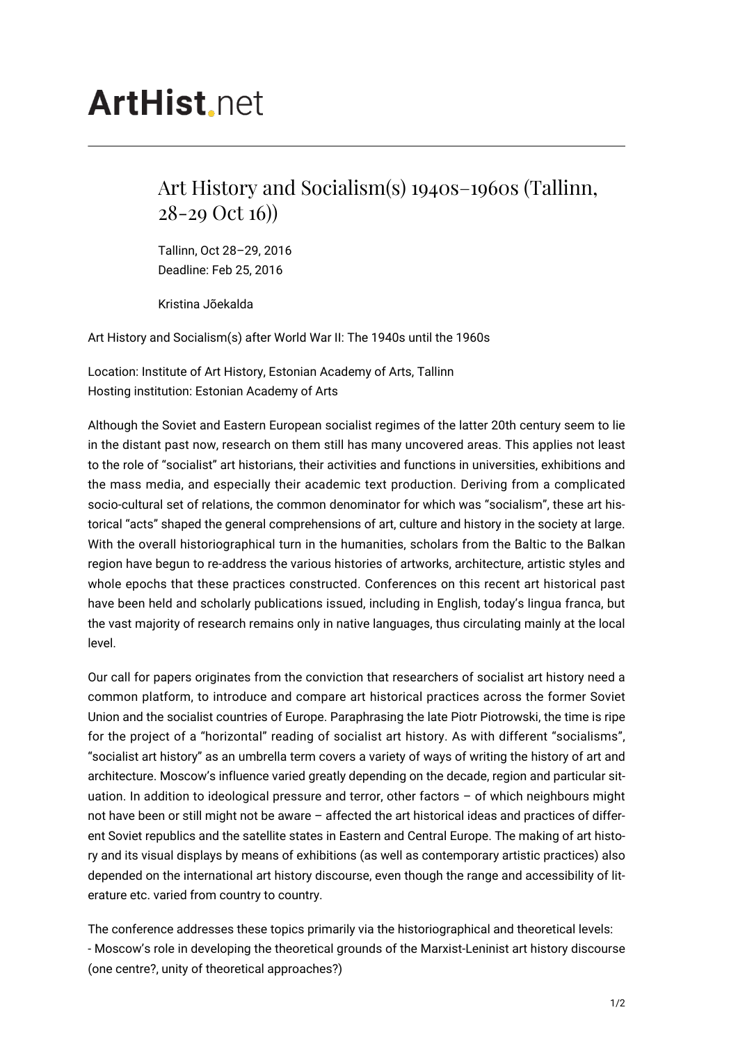# ArtHist.net

## Art History and Socialism(s) 1940s–1960s (Tallinn, 28-29 Oct 16))

Tallinn, Oct 28–29, 2016
Deadline: Feb 25, 2016

Kristina Jõekalda

Art History and Socialism(s) after World War II: The 1940s until the 1960s

Location: Institute of Art History, Estonian Academy of Arts, Tallinn
Hosting institution: Estonian Academy of Arts

Although the Soviet and Eastern European socialist regimes of the latter 20th century seem to lie in the distant past now, research on them still has many uncovered areas. This applies not least to the role of "socialist" art historians, their activities and functions in universities, exhibitions and the mass media, and especially their academic text production. Deriving from a complicated socio-cultural set of relations, the common denominator for which was "socialism", these art historical "acts" shaped the general comprehensions of art, culture and history in the society at large. With the overall historiographical turn in the humanities, scholars from the Baltic to the Balkan region have begun to re-address the various histories of artworks, architecture, artistic styles and whole epochs that these practices constructed. Conferences on this recent art historical past have been held and scholarly publications issued, including in English, today's lingua franca, but the vast majority of research remains only in native languages, thus circulating mainly at the local level.

Our call for papers originates from the conviction that researchers of socialist art history need a common platform, to introduce and compare art historical practices across the former Soviet Union and the socialist countries of Europe. Paraphrasing the late Piotr Piotrowski, the time is ripe for the project of a "horizontal" reading of socialist art history. As with different "socialisms", "socialist art history" as an umbrella term covers a variety of ways of writing the history of art and architecture. Moscow's influence varied greatly depending on the decade, region and particular situation. In addition to ideological pressure and terror, other factors – of which neighbours might not have been or still might not be aware – affected the art historical ideas and practices of different Soviet republics and the satellite states in Eastern and Central Europe. The making of art history and its visual displays by means of exhibitions (as well as contemporary artistic practices) also depended on the international art history discourse, even though the range and accessibility of literature etc. varied from country to country.

The conference addresses these topics primarily via the historiographical and theoretical levels:
- Moscow's role in developing the theoretical grounds of the Marxist-Leninist art history discourse (one centre?, unity of theoretical approaches?)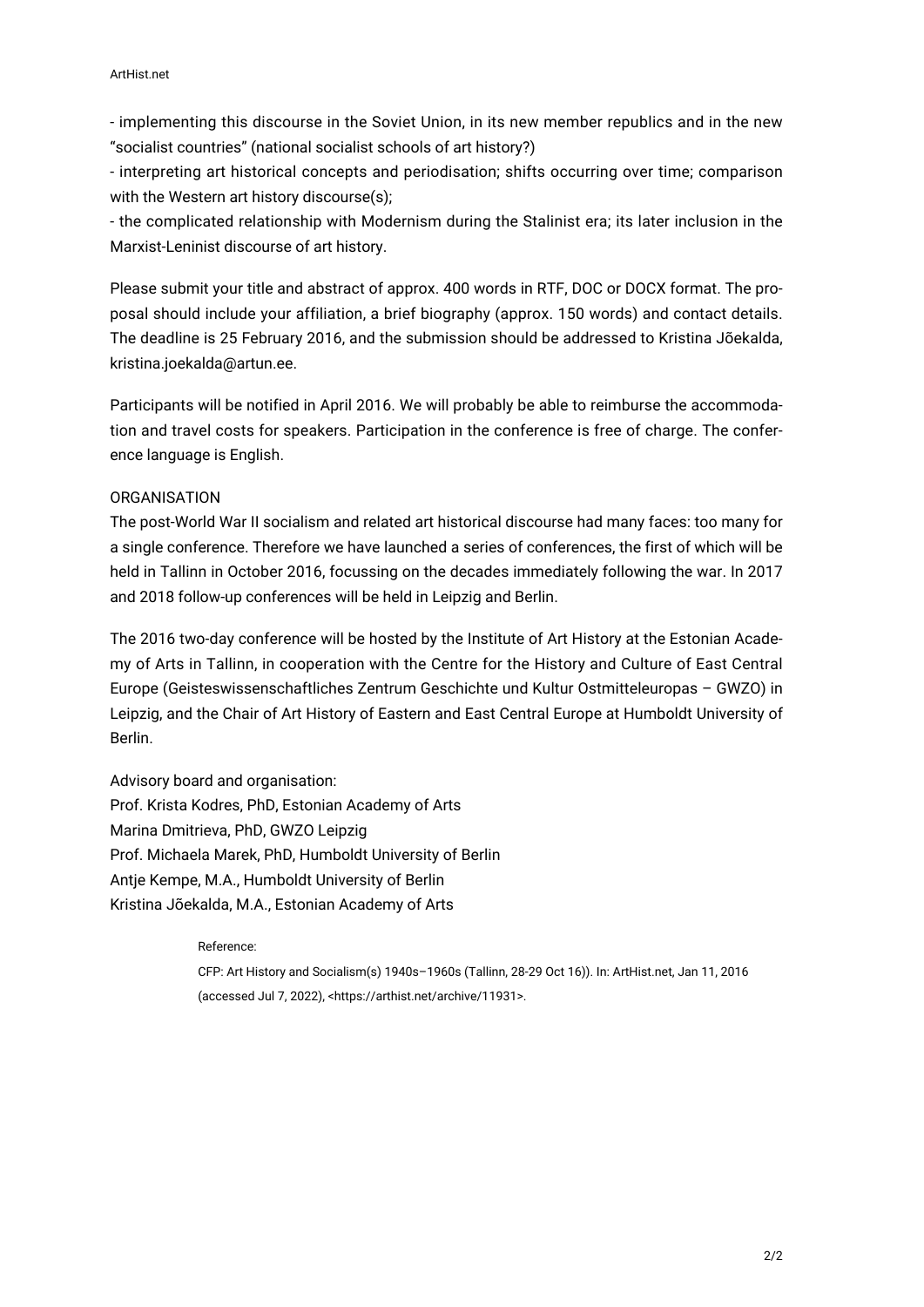- implementing this discourse in the Soviet Union, in its new member republics and in the new “socialist countries” (national socialist schools of art history?)
- interpreting art historical concepts and periodisation; shifts occurring over time; comparison with the Western art history discourse(s);
- the complicated relationship with Modernism during the Stalinist era; its later inclusion in the Marxist-Leninist discourse of art history.

Please submit your title and abstract of approx. 400 words in RTF, DOC or DOCX format. The proposal should include your affiliation, a brief biography (approx. 150 words) and contact details. The deadline is 25 February 2016, and the submission should be addressed to Kristina Jõekalda, kristina.joekalda@artun.ee.

Participants will be notified in April 2016. We will probably be able to reimburse the accommodation and travel costs for speakers. Participation in the conference is free of charge. The conference language is English.

ORGANISATION

The post-World War II socialism and related art historical discourse had many faces: too many for a single conference. Therefore we have launched a series of conferences, the first of which will be held in Tallinn in October 2016, focussing on the decades immediately following the war. In 2017 and 2018 follow-up conferences will be held in Leipzig and Berlin.

The 2016 two-day conference will be hosted by the Institute of Art History at the Estonian Academy of Arts in Tallinn, in cooperation with the Centre for the History and Culture of East Central Europe (Geisteswissenschaftliches Zentrum Geschichte und Kultur Ostmitteleuropas – GWZO) in Leipzig, and the Chair of Art History of Eastern and East Central Europe at Humboldt University of Berlin.

Advisory board and organisation:
Prof. Krista Kodres, PhD, Estonian Academy of Arts
Marina Dmitrieva, PhD, GWZO Leipzig
Prof. Michaela Marek, PhD, Humboldt University of Berlin
Antje Kempe, M.A., Humboldt University of Berlin
Kristina Jõekalda, M.A., Estonian Academy of Arts

Reference:
CFP: Art History and Socialism(s) 1940s–1960s (Tallinn, 28-29 Oct 16)). In: ArtHist.net, Jan 11, 2016 (accessed Jul 7, 2022), <https://arthist.net/archive/11931>.